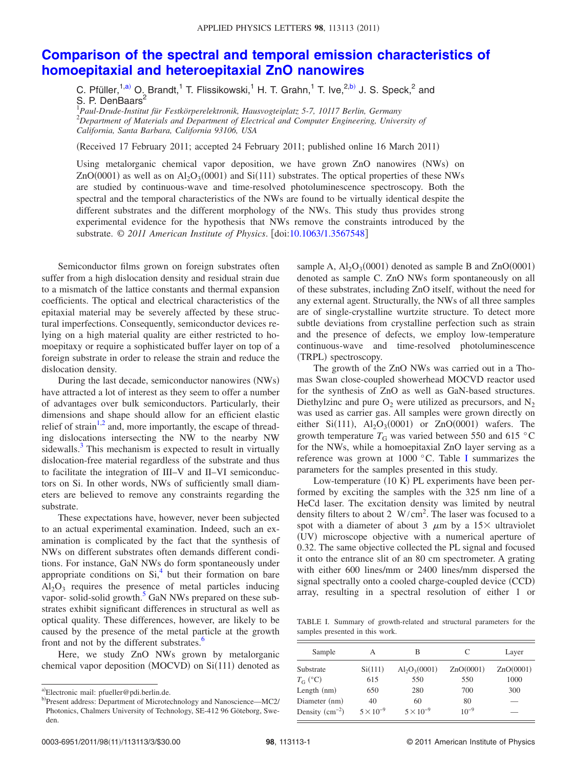# Comparison of the spectral and temporal emission characteristics of homoepitaxial and heteroepitaxial ZnO nanowires

C. Pfüller,[1,a)] O. Brandt,[1] T. Flissikowski,[1] H. T. Grahn,[1] T. Ive,[2,b)] J. S. Speck,[2] and S. P. DenBaars[2]

[1]*Paul-Drude-Institut für Festkörperelektronik, Hausvogteiplatz 5-7, 10117 Berlin, Germany*
[2]*Department of Materials and Department of Electrical and Computer Engineering, University of California, Santa Barbara, California 93106, USA*

(Received 17 February 2011; accepted 24 February 2011; published online 16 March 2011)

Using metalorganic chemical vapor deposition, we have grown ZnO nanowires (NWs) on ZnO(0001) as well as on $Al_2O_3$(0001) and Si(111) substrates. The optical properties of these NWs are studied by continuous-wave and time-resolved photoluminescence spectroscopy. Both the spectral and the temporal characteristics of the NWs are found to be virtually identical despite the different substrates and the different morphology of the NWs. This study thus provides strong experimental evidence for the hypothesis that NWs remove the constraints introduced by the substrate. © *2011 American Institute of Physics*. [doi:10.1063/1.3567548]

Semiconductor films grown on foreign substrates often suffer from a high dislocation density and residual strain due to a mismatch of the lattice constants and thermal expansion coefficients. The optical and electrical characteristics of the epitaxial material may be severely affected by these structural imperfections. Consequently, semiconductor devices relying on a high material quality are either restricted to homoepitaxy or require a sophisticated buffer layer on top of a foreign substrate in order to release the strain and reduce the dislocation density.

During the last decade, semiconductor nanowires (NWs) have attracted a lot of interest as they seem to offer a number of advantages over bulk semiconductors. Particularly, their dimensions and shape should allow for an efficient elastic relief of strain[1,2] and, more importantly, the escape of threading dislocations intersecting the NW to the nearby NW sidewalls.[3] This mechanism is expected to result in virtually dislocation-free material regardless of the substrate and thus to facilitate the integration of III–V and II–VI semiconductors on Si. In other words, NWs of sufficiently small diameters are believed to remove any constraints regarding the substrate.

These expectations have, however, never been subjected to an actual experimental examination. Indeed, such an examination is complicated by the fact that the synthesis of NWs on different substrates often demands different conditions. For instance, GaN NWs do form spontaneously under appropriate conditions on Si,[4] but their formation on bare $Al_2O_3$ requires the presence of metal particles inducing vapor- solid-solid growth.[5] GaN NWs prepared on these substrates exhibit significant differences in structural as well as optical quality. These differences, however, are likely to be caused by the presence of the metal particle at the growth front and not by the different substrates.[6]

Here, we study ZnO NWs grown by metalorganic chemical vapor deposition (MOCVD) on Si(111) denoted as sample A, $Al_2O_3$(0001) denoted as sample B and ZnO(0001) denoted as sample C. ZnO NWs form spontaneously on all of these substrates, including ZnO itself, without the need for any external agent. Structurally, the NWs of all three samples are of single-crystalline wurtzite structure. To detect more subtle deviations from crystalline perfection such as strain and the presence of defects, we employ low-temperature continuous-wave and time-resolved photoluminescence (TRPL) spectroscopy.

The growth of the ZnO NWs was carried out in a Thomas Swan close-coupled showerhead MOCVD reactor used for the synthesis of ZnO as well as GaN-based structures. Diethylzinc and pure $O_2$ were utilized as precursors, and $N_2$ was used as carrier gas. All samples were grown directly on either Si(111), $Al_2O_3$(0001) or ZnO(0001) wafers. The growth temperature $T_G$ was varied between 550 and 615 °C for the NWs, while a homoepitaxial ZnO layer serving as a reference was grown at 1000 °C. Table I summarizes the parameters for the samples presented in this study.

Low-temperature (10 K) PL experiments have been performed by exciting the samples with the 325 nm line of a HeCd laser. The excitation density was limited by neutral density filters to about 2 W/cm$^2$. The laser was focused to a spot with a diameter of about 3 μm by a 15× ultraviolet (UV) microscope objective with a numerical aperture of 0.32. The same objective collected the PL signal and focused it onto the entrance slit of an 80 cm spectrometer. A grating with either 600 lines/mm or 2400 lines/mm dispersed the signal spectrally onto a cooled charge-coupled device (CCD) array, resulting in a spectral resolution of either 1 or

TABLE I. Summary of growth-related and structural parameters for the samples presented in this work.

| Sample | A | B | C | Layer |
|---|---|---|---|---|
| Substrate | Si(111) | $Al_2O_3$(0001) | ZnO(0001) | ZnO(0001) |
| $T_G$ (°C) | 615 | 550 | 550 | 1000 |
| Length (nm) | 650 | 280 | 700 | 300 |
| Diameter (nm) | 40 | 60 | 80 | — |
| Density (cm$^{-2}$) | $5\times10^{-9}$ | $5\times10^{-9}$ | $10^{-9}$ | — |

a)Electronic mail: pfueller@pdi.berlin.de.

b)Present address: Department of Microtechnology and Nanoscience—MC2/Photonics, Chalmers University of Technology, SE-412 96 Göteborg, Sweden.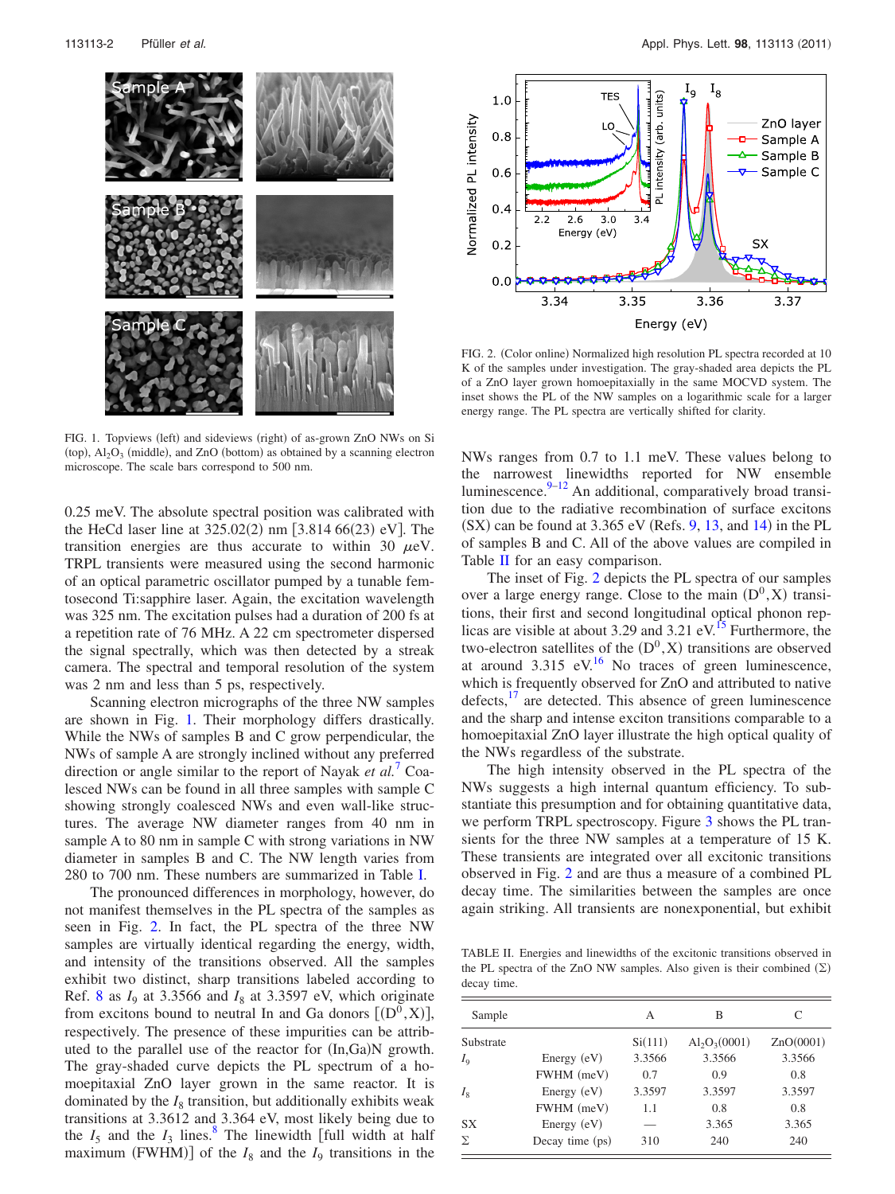FIG. 1. Topviews (left) and sideviews (right) of as-grown ZnO NWs on Si (top), $Al_2O_3$ (middle), and ZnO (bottom) as obtained by a scanning electron microscope. The scale bars correspond to 500 nm.

0.25 meV. The absolute spectral position was calibrated with the HeCd laser line at 325.02(2) nm [3.814 66(23) eV]. The transition energies are thus accurate to within 30 $\mu$eV. TRPL transients were measured using the second harmonic of an optical parametric oscillator pumped by a tunable femtosecond Ti:sapphire laser. Again, the excitation wavelength was 325 nm. The excitation pulses had a duration of 200 fs at a repetition rate of 76 MHz. A 22 cm spectrometer dispersed the signal spectrally, which was then detected by a streak camera. The spectral and temporal resolution of the system was 2 nm and less than 5 ps, respectively.

Scanning electron micrographs of the three NW samples are shown in Fig. 1. Their morphology differs drastically. While the NWs of samples B and C grow perpendicular, the NWs of sample A are strongly inclined without any preferred direction or angle similar to the report of Nayak *et al.*[7] Coalesced NWs can be found in all three samples with sample C showing strongly coalesced NWs and even wall-like structures. The average NW diameter ranges from 40 nm in sample A to 80 nm in sample C with strong variations in NW diameter in samples B and C. The NW length varies from 280 to 700 nm. These numbers are summarized in Table I.

The pronounced differences in morphology, however, do not manifest themselves in the PL spectra of the samples as seen in Fig. 2. In fact, the PL spectra of the three NW samples are virtually identical regarding the energy, width, and intensity of the transitions observed. All the samples exhibit two distinct, sharp transitions labeled according to Ref. 8 as $I_9$ at 3.3566 and $I_8$ at 3.3597 eV, which originate from excitons bound to neutral In and Ga donors [$(D^0,X)$], respectively. The presence of these impurities can be attributed to the parallel use of the reactor for (In,Ga)N growth. The gray-shaded curve depicts the PL spectrum of a homoepitaxial ZnO layer grown in the same reactor. It is dominated by the $I_8$ transition, but additionally exhibits weak transitions at 3.3612 and 3.364 eV, most likely being due to the $I_5$ and the $I_3$ lines.[8] The linewidth [full width at half maximum (FWHM)] of the $I_8$ and the $I_9$ transitions in the

FIG. 2. (Color online) Normalized high resolution PL spectra recorded at 10 K of the samples under investigation. The gray-shaded area depicts the PL of a ZnO layer grown homoepitaxially in the same MOCVD system. The inset shows the PL of the NW samples on a logarithmic scale for a larger energy range. The PL spectra are vertically shifted for clarity.

NWs ranges from 0.7 to 1.1 meV. These values belong to the narrowest linewidths reported for NW ensemble luminescence.[9–12] An additional, comparatively broad transition due to the radiative recombination of surface excitons (SX) can be found at 3.365 eV (Refs. 9, 13, and 14) in the PL of samples B and C. All of the above values are compiled in Table II for an easy comparison.

The inset of Fig. 2 depicts the PL spectra of our samples over a large energy range. Close to the main $(D^0,X)$ transitions, their first and second longitudinal optical phonon replicas are visible at about 3.29 and 3.21 eV.[15] Furthermore, the two-electron satellites of the $(D^0,X)$ transitions are observed at around 3.315 eV.[16] No traces of green luminescence, which is frequently observed for ZnO and attributed to native defects,[17] are detected. This absence of green luminescence and the sharp and intense exciton transitions comparable to a homoepitaxial ZnO layer illustrate the high optical quality of the NWs regardless of the substrate.

The high intensity observed in the PL spectra of the NWs suggests a high internal quantum efficiency. To substantiate this presumption and for obtaining quantitative data, we perform TRPL spectroscopy. Figure 3 shows the PL transients for the three NW samples at a temperature of 15 K. These transients are integrated over all excitonic transitions observed in Fig. 2 and are thus a measure of a combined PL decay time. The similarities between the samples are once again striking. All transients are nonexponential, but exhibit

TABLE II. Energies and linewidths of the excitonic transitions observed in the PL spectra of the ZnO NW samples. Also given is their combined ($\Sigma$) decay time.

| Sample | | A | B | C |
|---|---|---|---|---|
| Substrate | | Si(111) | $Al_2O_3$(0001) | ZnO(0001) |
| $I_9$ | Energy (eV) | 3.3566 | 3.3566 | 3.3566 |
| | FWHM (meV) | 0.7 | 0.9 | 0.8 |
| $I_8$ | Energy (eV) | 3.3597 | 3.3597 | 3.3597 |
| | FWHM (meV) | 1.1 | 0.8 | 0.8 |
| SX | Energy (eV) | — | 3.365 | 3.365 |
| $\Sigma$ | Decay time (ps) | 310 | 240 | 240 |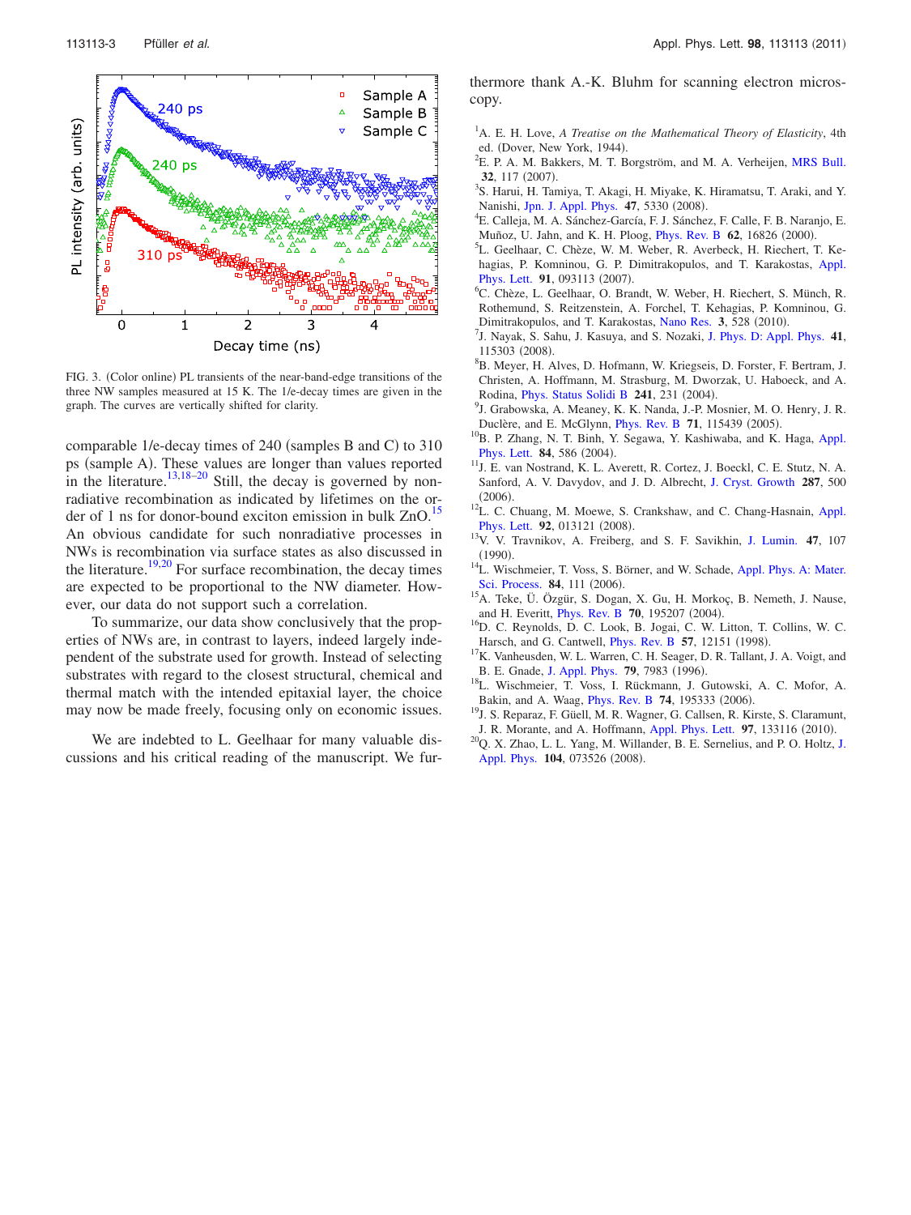240 ps

240 ps

310 ps

Sample A

Sample B

Sample C

PL intensity (arb. units)

0 1 2 3 4

Decay time (ns)

FIG. 3. (Color online) PL transients of the near-band-edge transitions of the three NW samples measured at 15 K. The 1/e-decay times are given in the graph. The curves are vertically shifted for clarity.

comparable 1/e-decay times of 240 (samples B and C) to 310 ps (sample A). These values are longer than values reported in the literature.[13,18–20] Still, the decay is governed by nonradiative recombination as indicated by lifetimes on the order of 1 ns for donor-bound exciton emission in bulk ZnO.[15] An obvious candidate for such nonradiative processes in NWs is recombination via surface states as also discussed in the literature.[19,20] For surface recombination, the decay times are expected to be proportional to the NW diameter. However, our data do not support such a correlation.

To summarize, our data show conclusively that the properties of NWs are, in contrast to layers, indeed largely independent of the substrate used for growth. Instead of selecting substrates with regard to the closest structural, chemical and thermal match with the intended epitaxial layer, the choice may now be made freely, focusing only on economic issues.

We are indebted to L. Geelhaar for many valuable discussions and his critical reading of the manuscript. We furthermore thank A.-K. Bluhm for scanning electron microscopy.

[1] A. E. H. Love, *A Treatise on the Mathematical Theory of Elasticity*, 4th ed. (Dover, New York, 1944).

[2] E. P. A. M. Bakkers, M. T. Borgström, and M. A. Verheijen, MRS Bull. **32**, 117 (2007).

[3] S. Harui, H. Tamiya, T. Akagi, H. Miyake, K. Hiramatsu, T. Araki, and Y. Nanishi, Jpn. J. Appl. Phys. **47**, 5330 (2008).

[4] E. Calleja, M. A. Sánchez-García, F. J. Sánchez, F. Calle, F. B. Naranjo, E. Muñoz, U. Jahn, and K. H. Ploog, Phys. Rev. B **62**, 16826 (2000).

[5] L. Geelhaar, C. Chèze, W. M. Weber, R. Averbeck, H. Riechert, T. Kehagias, P. Komninou, G. P. Dimitrakopulos, and T. Karakostas, Appl. Phys. Lett. **91**, 093113 (2007).

[6] C. Chèze, L. Geelhaar, O. Brandt, W. Weber, H. Riechert, S. Münch, R. Rothemund, S. Reitzenstein, A. Forchel, T. Kehagias, P. Komninou, G. Dimitrakopulos, and T. Karakostas, Nano Res. **3**, 528 (2010).

[7] J. Nayak, S. Sahu, J. Kasuya, and S. Nozaki, J. Phys. D: Appl. Phys. **41**, 115303 (2008).

[8] B. Meyer, H. Alves, D. Hofmann, W. Kriegseis, D. Forster, F. Bertram, J. Christen, A. Hoffmann, M. Strasburg, M. Dworzak, U. Haboeck, and A. Rodina, Phys. Status Solidi B **241**, 231 (2004).

[9] J. Grabowska, A. Meaney, K. K. Nanda, J.-P. Mosnier, M. O. Henry, J. R. Duclère, and E. McGlynn, Phys. Rev. B **71**, 115439 (2005).

[10] B. P. Zhang, N. T. Binh, Y. Segawa, Y. Kashiwaba, and K. Haga, Appl. Phys. Lett. **84**, 586 (2004).

[11] J. E. van Nostrand, K. L. Averett, R. Cortez, J. Boeckl, C. E. Stutz, N. A. Sanford, A. V. Davydov, and J. D. Albrecht, J. Cryst. Growth **287**, 500 (2006).

[12] L. C. Chuang, M. Moewe, S. Crankshaw, and C. Chang-Hasnain, Appl. Phys. Lett. **92**, 013121 (2008).

[13] V. V. Travnikov, A. Freiberg, and S. F. Savikhin, J. Lumin. **47**, 107 (1990).

[14] L. Wischmeier, T. Voss, S. Börner, and W. Schade, Appl. Phys. A: Mater. Sci. Process. **84**, 111 (2006).

[15] A. Teke, Ü. Özgür, S. Dogan, X. Gu, H. Morkoç, B. Nemeth, J. Nause, and H. Everitt, Phys. Rev. B **70**, 195207 (2004).

[16] D. C. Reynolds, D. C. Look, B. Jogai, C. W. Litton, T. Collins, W. C. Harsch, and G. Cantwell, Phys. Rev. B **57**, 12151 (1998).

[17] K. Vanheusden, W. L. Warren, C. H. Seager, D. R. Tallant, J. A. Voigt, and B. E. Gnade, J. Appl. Phys. **79**, 7983 (1996).

[18] L. Wischmeier, T. Voss, I. Rückmann, J. Gutowski, A. C. Mofor, A. Bakin, and A. Waag, Phys. Rev. B **74**, 195333 (2006).

[19] J. S. Reparaz, F. Güell, M. R. Wagner, G. Callsen, R. Kirste, S. Claramunt, J. R. Morante, and A. Hoffmann, Appl. Phys. Lett. **97**, 133116 (2010).

[20] Q. X. Zhao, L. L. Yang, M. Willander, B. E. Sernelius, and P. O. Holtz, J. Appl. Phys. **104**, 073526 (2008).